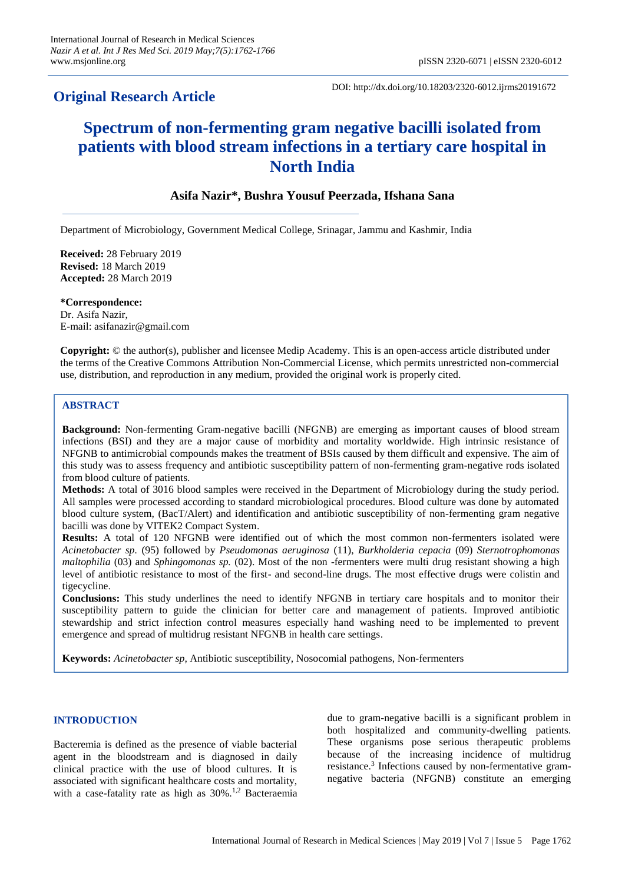**Original Research Article**

DOI: http://dx.doi.org/10.18203/2320-6012.ijrms20191672

# Spectrum of non-fermenting gram negative bacilli isolated from patients with blood stream infections in a tertiary care hospital in North India

**Asifa Nazir*, Bushra Yousuf Peerzada, Ifshana Sana**

Department of Microbiology, Government Medical College, Srinagar, Jammu and Kashmir, India

**Received:** 28 February 2019
**Revised:** 18 March 2019
**Accepted:** 28 March 2019

***Correspondence:**
Dr. Asifa Nazir,
E-mail: asifanazir@gmail.com

**Copyright:** © the author(s), publisher and licensee Medip Academy. This is an open-access article distributed under the terms of the Creative Commons Attribution Non-Commercial License, which permits unrestricted non-commercial use, distribution, and reproduction in any medium, provided the original work is properly cited.

## ABSTRACT

**Background:** Non-fermenting Gram-negative bacilli (NFGNB) are emerging as important causes of blood stream infections (BSI) and they are a major cause of morbidity and mortality worldwide. High intrinsic resistance of NFGNB to antimicrobial compounds makes the treatment of BSIs caused by them difficult and expensive. The aim of this study was to assess frequency and antibiotic susceptibility pattern of non-fermenting gram-negative rods isolated from blood culture of patients.

**Methods:** A total of 3016 blood samples were received in the Department of Microbiology during the study period. All samples were processed according to standard microbiological procedures. Blood culture was done by automated blood culture system, (BacT/Alert) and identification and antibiotic susceptibility of non-fermenting gram negative bacilli was done by VITEK2 Compact System.

**Results:** A total of 120 NFGNB were identified out of which the most common non-fermenters isolated were *Acinetobacter sp*. (95) followed by *Pseudomonas aeruginosa* (11), *Burkholderia cepacia* (09) *Sternotrophomonas maltophilia* (03) and *Sphingomonas sp.* (02). Most of the non -fermenters were multi drug resistant showing a high level of antibiotic resistance to most of the first- and second-line drugs. The most effective drugs were colistin and tigecycline.

**Conclusions:** This study underlines the need to identify NFGNB in tertiary care hospitals and to monitor their susceptibility pattern to guide the clinician for better care and management of patients. Improved antibiotic stewardship and strict infection control measures especially hand washing need to be implemented to prevent emergence and spread of multidrug resistant NFGNB in health care settings.

**Keywords:** *Acinetobacter sp*, Antibiotic susceptibility, Nosocomial pathogens, Non-fermenters

## INTRODUCTION

Bacteremia is defined as the presence of viable bacterial agent in the bloodstream and is diagnosed in daily clinical practice with the use of blood cultures. It is associated with significant healthcare costs and mortality, with a case-fatality rate as high as 30%.[1,2] Bacteraemia due to gram-negative bacilli is a significant problem in both hospitalized and community-dwelling patients. These organisms pose serious therapeutic problems because of the increasing incidence of multidrug resistance.[3] Infections caused by non-fermentative gram-negative bacteria (NFGNB) constitute an emerging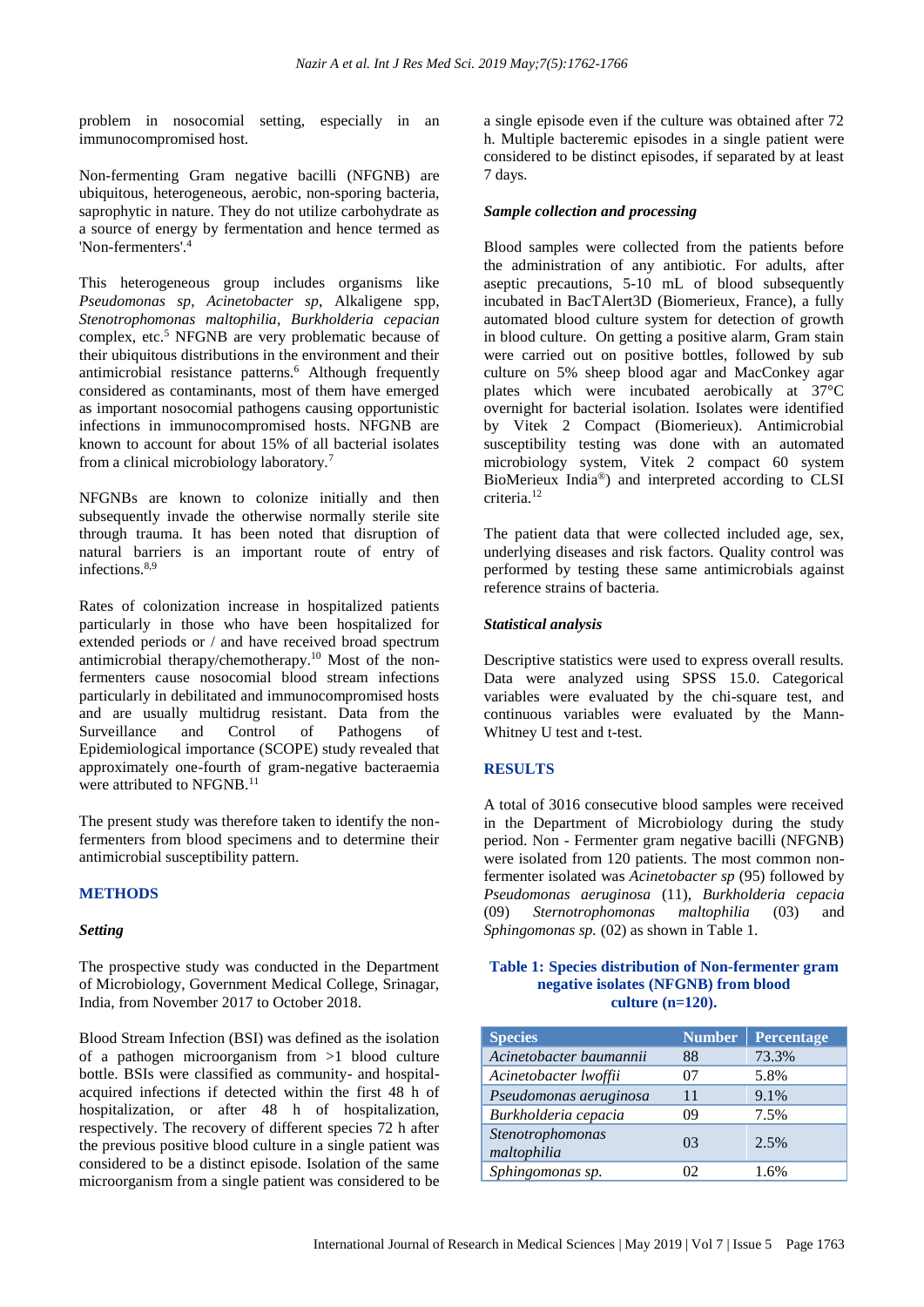problem in nosocomial setting, especially in an immunocompromised host.

Non-fermenting Gram negative bacilli (NFGNB) are ubiquitous, heterogeneous, aerobic, non-sporing bacteria, saprophytic in nature. They do not utilize carbohydrate as a source of energy by fermentation and hence termed as 'Non-fermenters'.[4]

This heterogeneous group includes organisms like *Pseudomonas sp*, *Acinetobacter sp*, Alkaligene spp, *Stenotrophomonas maltophilia*, *Burkholderia cepacian* complex, etc.[5] NFGNB are very problematic because of their ubiquitous distributions in the environment and their antimicrobial resistance patterns.[6] Although frequently considered as contaminants, most of them have emerged as important nosocomial pathogens causing opportunistic infections in immunocompromised hosts. NFGNB are known to account for about 15% of all bacterial isolates from a clinical microbiology laboratory.[7]

NFGNBs are known to colonize initially and then subsequently invade the otherwise normally sterile site through trauma. It has been noted that disruption of natural barriers is an important route of entry of infections.[8,9]

Rates of colonization increase in hospitalized patients particularly in those who have been hospitalized for extended periods or / and have received broad spectrum antimicrobial therapy/chemotherapy.[10] Most of the non-fermenters cause nosocomial blood stream infections particularly in debilitated and immunocompromised hosts and are usually multidrug resistant. Data from the Surveillance and Control of Pathogens of Epidemiological importance (SCOPE) study revealed that approximately one-fourth of gram-negative bacteraemia were attributed to NFGNB.[11]

The present study was therefore taken to identify the non-fermenters from blood specimens and to determine their antimicrobial susceptibility pattern.

## METHODS

### *Setting*

The prospective study was conducted in the Department of Microbiology, Government Medical College, Srinagar, India, from November 2017 to October 2018.

Blood Stream Infection (BSI) was defined as the isolation of a pathogen microorganism from >1 blood culture bottle. BSIs were classified as community- and hospital-acquired infections if detected within the first 48 h of hospitalization, or after 48 h of hospitalization, respectively. The recovery of different species 72 h after the previous positive blood culture in a single patient was considered to be a distinct episode. Isolation of the same microorganism from a single patient was considered to be a single episode even if the culture was obtained after 72 h. Multiple bacteremic episodes in a single patient were considered to be distinct episodes, if separated by at least 7 days.

### *Sample collection and processing*

Blood samples were collected from the patients before the administration of any antibiotic. For adults, after aseptic precautions, 5-10 mL of blood subsequently incubated in BacTAlert3D (Biomerieux, France), a fully automated blood culture system for detection of growth in blood culture. On getting a positive alarm, Gram stain were carried out on positive bottles, followed by sub culture on 5% sheep blood agar and MacConkey agar plates which were incubated aerobically at 37°C overnight for bacterial isolation. Isolates were identified by Vitek 2 Compact (Biomerieux). Antimicrobial susceptibility testing was done with an automated microbiology system, Vitek 2 compact 60 system BioMerieux India®) and interpreted according to CLSI criteria.[12]

The patient data that were collected included age, sex, underlying diseases and risk factors. Quality control was performed by testing these same antimicrobials against reference strains of bacteria.

### *Statistical analysis*

Descriptive statistics were used to express overall results. Data were analyzed using SPSS 15.0. Categorical variables were evaluated by the chi-square test, and continuous variables were evaluated by the Mann-Whitney U test and t-test.

## RESULTS

A total of 3016 consecutive blood samples were received in the Department of Microbiology during the study period. Non - Fermenter gram negative bacilli (NFGNB) were isolated from 120 patients. The most common non-fermenter isolated was *Acinetobacter sp* (95) followed by *Pseudomonas aeruginosa* (11), *Burkholderia cepacia* (09) *Sternotrophomonas maltophilia* (03) and *Sphingomonas sp.* (02) as shown in Table 1.

**Table 1: Species distribution of Non-fermenter gram negative isolates (NFGNB) from blood culture (n=120).**

| Species | Number | Percentage |
|---|---|---|
| *Acinetobacter baumannii* | 88 | 73.3% |
| *Acinetobacter lwoffii* | 07 | 5.8% |
| *Pseudomonas aeruginosa* | 11 | 9.1% |
| *Burkholderia cepacia* | 09 | 7.5% |
| *Stenotrophomonas maltophilia* | 03 | 2.5% |
| *Sphingomonas sp.* | 02 | 1.6% |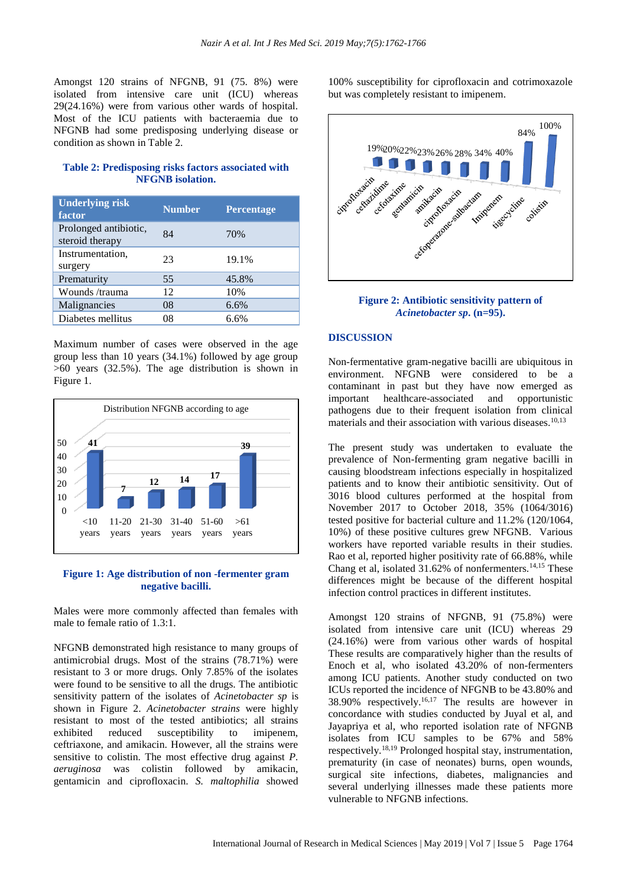Amongst 120 strains of NFGNB, 91 (75. 8%) were isolated from intensive care unit (ICU) whereas 29(24.16%) were from various other wards of hospital. Most of the ICU patients with bacteraemia due to NFGNB had some predisposing underlying disease or condition as shown in Table 2.

**Table 2: Predisposing risks factors associated with NFGNB isolation.**

| Underlying risk factor | Number | Percentage |
|---|---|---|
| Prolonged antibiotic, steroid therapy | 84 | 70% |
| Instrumentation, surgery | 23 | 19.1% |
| Prematurity | 55 | 45.8% |
| Wounds /trauma | 12 | 10% |
| Malignancies | 08 | 6.6% |
| Diabetes mellitus | 08 | 6.6% |

Maximum number of cases were observed in the age group less than 10 years (34.1%) followed by age group >60 years (32.5%). The age distribution is shown in Figure 1.

**Figure 1: Age distribution of non -fermenter gram negative bacilli.**

Males were more commonly affected than females with male to female ratio of 1.3:1.

NFGNB demonstrated high resistance to many groups of antimicrobial drugs. Most of the strains (78.71%) were resistant to 3 or more drugs. Only 7.85% of the isolates were found to be sensitive to all the drugs. The antibiotic sensitivity pattern of the isolates of *Acinetobacter sp* is shown in Figure 2. *Acinetobacter strains* were highly resistant to most of the tested antibiotics; all strains exhibited reduced susceptibility to imipenem, ceftriaxone, and amikacin. However, all the strains were sensitive to colistin. The most effective drug against *P. aeruginosa* was colistin followed by amikacin, gentamicin and ciprofloxacin. *S. maltophilia* showed 100% susceptibility for ciprofloxacin and cotrimoxazole but was completely resistant to imipenem.

**Figure 2: Antibiotic sensitivity pattern of *Acinetobacter sp*. (n=95).**

## DISCUSSION

Non-fermentative gram-negative bacilli are ubiquitous in environment. NFGNB were considered to be a contaminant in past but they have now emerged as important healthcare-associated and opportunistic pathogens due to their frequent isolation from clinical materials and their association with various diseases.[10,13]

The present study was undertaken to evaluate the prevalence of Non-fermenting gram negative bacilli in causing bloodstream infections especially in hospitalized patients and to know their antibiotic sensitivity. Out of 3016 blood cultures performed at the hospital from November 2017 to October 2018, 35% (1064/3016) tested positive for bacterial culture and 11.2% (120/1064, 10%) of these positive cultures grew NFGNB. Various workers have reported variable results in their studies. Rao et al, reported higher positivity rate of 66.88%, while Chang et al, isolated 31.62% of nonfermenters.[14,15] These differences might be because of the different hospital infection control practices in different institutes.

Amongst 120 strains of NFGNB, 91 (75.8%) were isolated from intensive care unit (ICU) whereas 29 (24.16%) were from various other wards of hospital These results are comparatively higher than the results of Enoch et al, who isolated 43.20% of non-fermenters among ICU patients. Another study conducted on two ICUs reported the incidence of NFGNB to be 43.80% and 38.90% respectively.[16,17] The results are however in concordance with studies conducted by Juyal et al, and Jayapriya et al, who reported isolation rate of NFGNB isolates from ICU samples to be 67% and 58% respectively.[18,19] Prolonged hospital stay, instrumentation, prematurity (in case of neonates) burns, open wounds, surgical site infections, diabetes, malignancies and several underlying illnesses made these patients more vulnerable to NFGNB infections.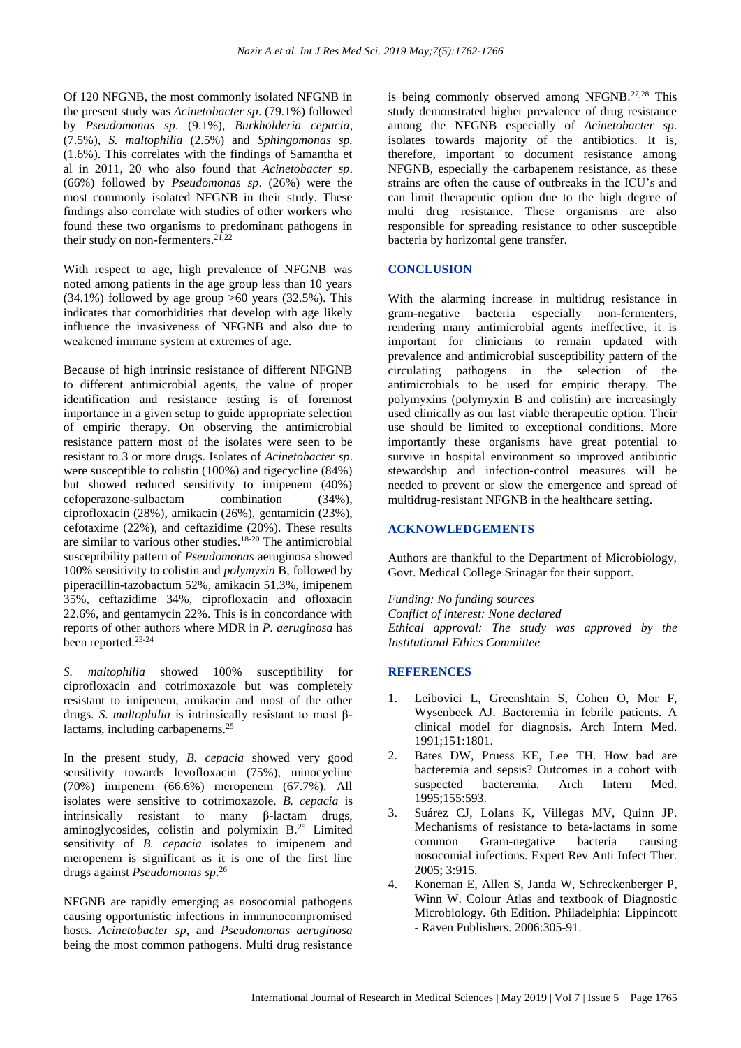Of 120 NFGNB, the most commonly isolated NFGNB in the present study was *Acinetobacter sp*. (79.1%) followed by *Pseudomonas sp*. (9.1%), *Burkholderia cepacia*, (7.5%), *S. maltophilia* (2.5%) and *Sphingomonas sp.* (1.6%). This correlates with the findings of Samantha et al in 2011, 20 who also found that *Acinetobacter sp*. (66%) followed by *Pseudomonas sp*. (26%) were the most commonly isolated NFGNB in their study. These findings also correlate with studies of other workers who found these two organisms to predominant pathogens in their study on non-fermenters.[21,22]

With respect to age, high prevalence of NFGNB was noted among patients in the age group less than 10 years (34.1%) followed by age group >60 years (32.5%). This indicates that comorbidities that develop with age likely influence the invasiveness of NFGNB and also due to weakened immune system at extremes of age.

Because of high intrinsic resistance of different NFGNB to different antimicrobial agents, the value of proper identification and resistance testing is of foremost importance in a given setup to guide appropriate selection of empiric therapy. On observing the antimicrobial resistance pattern most of the isolates were seen to be resistant to 3 or more drugs. Isolates of *Acinetobacter sp*. were susceptible to colistin (100%) and tigecycline (84%) but showed reduced sensitivity to imipenem (40%) cefoperazone-sulbactam combination (34%), ciprofloxacin (28%), amikacin (26%), gentamicin (23%), cefotaxime (22%), and ceftazidime (20%). These results are similar to various other studies.[18-20] The antimicrobial susceptibility pattern of *Pseudomonas* aeruginosa showed 100% sensitivity to colistin and *polymyxin* B, followed by piperacillin-tazobactum 52%, amikacin 51.3%, imipenem 35%, ceftazidime 34%, ciprofloxacin and ofloxacin 22.6%, and gentamycin 22%. This is in concordance with reports of other authors where MDR in *P. aeruginosa* has been reported.[23-24]

*S. maltophilia* showed 100% susceptibility for ciprofloxacin and cotrimoxazole but was completely resistant to imipenem, amikacin and most of the other drugs. *S. maltophilia* is intrinsically resistant to most β-lactams, including carbapenems.[25]

In the present study, *B. cepacia* showed very good sensitivity towards levofloxacin (75%), minocycline (70%) imipenem (66.6%) meropenem (67.7%). All isolates were sensitive to cotrimoxazole. *B. cepacia* is intrinsically resistant to many β-lactam drugs, aminoglycosides, colistin and polymixin B.[25] Limited sensitivity of *B. cepacia* isolates to imipenem and meropenem is significant as it is one of the first line drugs against *Pseudomonas sp*.[26]

NFGNB are rapidly emerging as nosocomial pathogens causing opportunistic infections in immunocompromised hosts. *Acinetobacter sp*, and *Pseudomonas aeruginosa* being the most common pathogens. Multi drug resistance is being commonly observed among NFGNB.[27,28] This study demonstrated higher prevalence of drug resistance among the NFGNB especially of *Acinetobacter sp*. isolates towards majority of the antibiotics. It is, therefore, important to document resistance among NFGNB, especially the carbapenem resistance, as these strains are often the cause of outbreaks in the ICU's and can limit therapeutic option due to the high degree of multi drug resistance. These organisms are also responsible for spreading resistance to other susceptible bacteria by horizontal gene transfer.

## CONCLUSION

With the alarming increase in multidrug resistance in gram-negative bacteria especially non-fermenters, rendering many antimicrobial agents ineffective, it is important for clinicians to remain updated with prevalence and antimicrobial susceptibility pattern of the circulating pathogens in the selection of the antimicrobials to be used for empiric therapy. The polymyxins (polymyxin B and colistin) are increasingly used clinically as our last viable therapeutic option. Their use should be limited to exceptional conditions. More importantly these organisms have great potential to survive in hospital environment so improved antibiotic stewardship and infection-control measures will be needed to prevent or slow the emergence and spread of multidrug-resistant NFGNB in the healthcare setting.

## ACKNOWLEDGEMENTS

Authors are thankful to the Department of Microbiology, Govt. Medical College Srinagar for their support.

*Funding: No funding sources*
*Conflict of interest: None declared*
*Ethical approval: The study was approved by the Institutional Ethics Committee*

## REFERENCES

1. Leibovici L, Greenshtain S, Cohen O, Mor F, Wysenbeek AJ. Bacteremia in febrile patients. A clinical model for diagnosis. Arch Intern Med. 1991;151:1801.
2. Bates DW, Pruess KE, Lee TH. How bad are bacteremia and sepsis? Outcomes in a cohort with suspected bacteremia. Arch Intern Med. 1995;155:593.
3. Suárez CJ, Lolans K, Villegas MV, Quinn JP. Mechanisms of resistance to beta-lactams in some common Gram-negative bacteria causing nosocomial infections. Expert Rev Anti Infect Ther. 2005; 3:915.
4. Koneman E, Allen S, Janda W, Schreckenberger P, Winn W. Colour Atlas and textbook of Diagnostic Microbiology. 6th Edition. Philadelphia: Lippincott - Raven Publishers. 2006:305-91.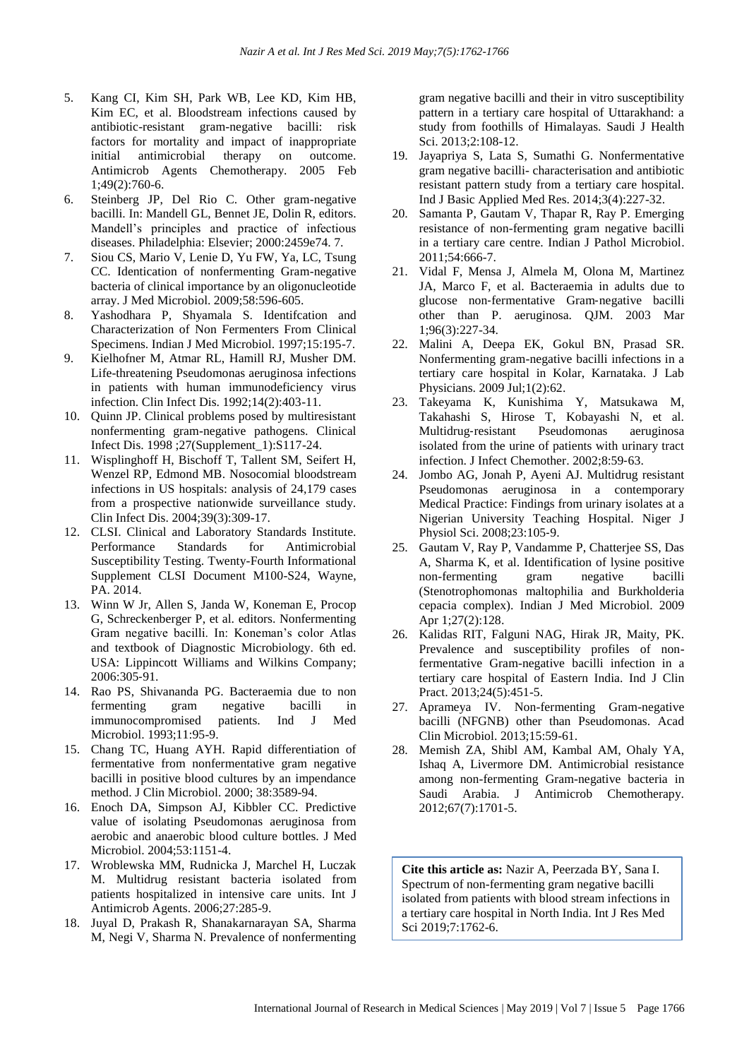5. Kang CI, Kim SH, Park WB, Lee KD, Kim HB, Kim EC, et al. Bloodstream infections caused by antibiotic-resistant gram-negative bacilli: risk factors for mortality and impact of inappropriate initial antimicrobial therapy on outcome. Antimicrob Agents Chemotherapy. 2005 Feb 1;49(2):760-6.
6. Steinberg JP, Del Rio C. Other gram-negative bacilli. In: Mandell GL, Bennet JE, Dolin R, editors. Mandell's principles and practice of infectious diseases. Philadelphia: Elsevier; 2000:2459e74. 7.
7. Siou CS, Mario V, Lenie D, Yu FW, Ya, LC, Tsung CC. Identication of nonfermenting Gram-negative bacteria of clinical importance by an oligonucleotide array. J Med Microbiol. 2009;58:596-605.
8. Yashodhara P, Shyamala S. Identifcation and Characterization of Non Fermenters From Clinical Specimens. Indian J Med Microbiol. 1997;15:195-7.
9. Kielhofner M, Atmar RL, Hamill RJ, Musher DM. Life-threatening Pseudomonas aeruginosa infections in patients with human immunodeficiency virus infection. Clin Infect Dis. 1992;14(2):403-11.
10. Quinn JP. Clinical problems posed by multiresistant nonfermenting gram-negative pathogens. Clinical Infect Dis. 1998 ;27(Supplement_1):S117-24.
11. Wisplinghoff H, Bischoff T, Tallent SM, Seifert H, Wenzel RP, Edmond MB. Nosocomial bloodstream infections in US hospitals: analysis of 24,179 cases from a prospective nationwide surveillance study. Clin Infect Dis. 2004;39(3):309-17.
12. CLSI. Clinical and Laboratory Standards Institute. Performance Standards for Antimicrobial Susceptibility Testing. Twenty-Fourth Informational Supplement CLSI Document M100-S24, Wayne, PA. 2014.
13. Winn W Jr, Allen S, Janda W, Koneman E, Procop G, Schreckenberger P, et al. editors. Nonfermenting Gram negative bacilli. In: Koneman's color Atlas and textbook of Diagnostic Microbiology. 6th ed. USA: Lippincott Williams and Wilkins Company; 2006:305-91.
14. Rao PS, Shivananda PG. Bacteraemia due to non fermenting gram negative bacilli in immunocompromised patients. Ind J Med Microbiol. 1993;11:95-9.
15. Chang TC, Huang AYH. Rapid differentiation of fermentative from nonfermentative gram negative bacilli in positive blood cultures by an impendance method. J Clin Microbiol. 2000; 38:3589-94.
16. Enoch DA, Simpson AJ, Kibbler CC. Predictive value of isolating Pseudomonas aeruginosa from aerobic and anaerobic blood culture bottles. J Med Microbiol. 2004;53:1151-4.
17. Wroblewska MM, Rudnicka J, Marchel H, Luczak M. Multidrug resistant bacteria isolated from patients hospitalized in intensive care units. Int J Antimicrob Agents. 2006;27:285-9.
18. Juyal D, Prakash R, Shanakarnarayan SA, Sharma M, Negi V, Sharma N. Prevalence of nonfermenting gram negative bacilli and their in vitro susceptibility pattern in a tertiary care hospital of Uttarakhand: a study from foothills of Himalayas. Saudi J Health Sci. 2013;2:108-12.
19. Jayapriya S, Lata S, Sumathi G. Nonfermentative gram negative bacilli- characterisation and antibiotic resistant pattern study from a tertiary care hospital. Ind J Basic Applied Med Res. 2014;3(4):227-32.
20. Samanta P, Gautam V, Thapar R, Ray P. Emerging resistance of non-fermenting gram negative bacilli in a tertiary care centre. Indian J Pathol Microbiol. 2011;54:666-7.
21. Vidal F, Mensa J, Almela M, Olona M, Martinez JA, Marco F, et al. Bacteraemia in adults due to glucose non-fermentative Gram-negative bacilli other than P. aeruginosa. QJM. 2003 Mar 1;96(3):227-34.
22. Malini A, Deepa EK, Gokul BN, Prasad SR. Nonfermenting gram-negative bacilli infections in a tertiary care hospital in Kolar, Karnataka. J Lab Physicians. 2009 Jul;1(2):62.
23. Takeyama K, Kunishima Y, Matsukawa M, Takahashi S, Hirose T, Kobayashi N, et al. Multidrug-resistant Pseudomonas aeruginosa isolated from the urine of patients with urinary tract infection. J Infect Chemother. 2002;8:59-63.
24. Jombo AG, Jonah P, Ayeni AJ. Multidrug resistant Pseudomonas aeruginosa in a contemporary Medical Practice: Findings from urinary isolates at a Nigerian University Teaching Hospital. Niger J Physiol Sci. 2008;23:105-9.
25. Gautam V, Ray P, Vandamme P, Chatterjee SS, Das A, Sharma K, et al. Identification of lysine positive non-fermenting gram negative bacilli (Stenotrophomonas maltophilia and Burkholderia cepacia complex). Indian J Med Microbiol. 2009 Apr 1;27(2):128.
26. Kalidas RIT, Falguni NAG, Hirak JR, Maity, PK. Prevalence and susceptibility profiles of non-fermentative Gram-negative bacilli infection in a tertiary care hospital of Eastern India. Ind J Clin Pract. 2013;24(5):451-5.
27. Aprameya IV. Non-fermenting Gram-negative bacilli (NFGNB) other than Pseudomonas. Acad Clin Microbiol. 2013;15:59-61.
28. Memish ZA, Shibl AM, Kambal AM, Ohaly YA, Ishaq A, Livermore DM. Antimicrobial resistance among non-fermenting Gram-negative bacteria in Saudi Arabia. J Antimicrob Chemotherapy. 2012;67(7):1701-5.

**Cite this article as:** Nazir A, Peerzada BY, Sana I. Spectrum of non-fermenting gram negative bacilli isolated from patients with blood stream infections in a tertiary care hospital in North India. Int J Res Med Sci 2019;7:1762-6.